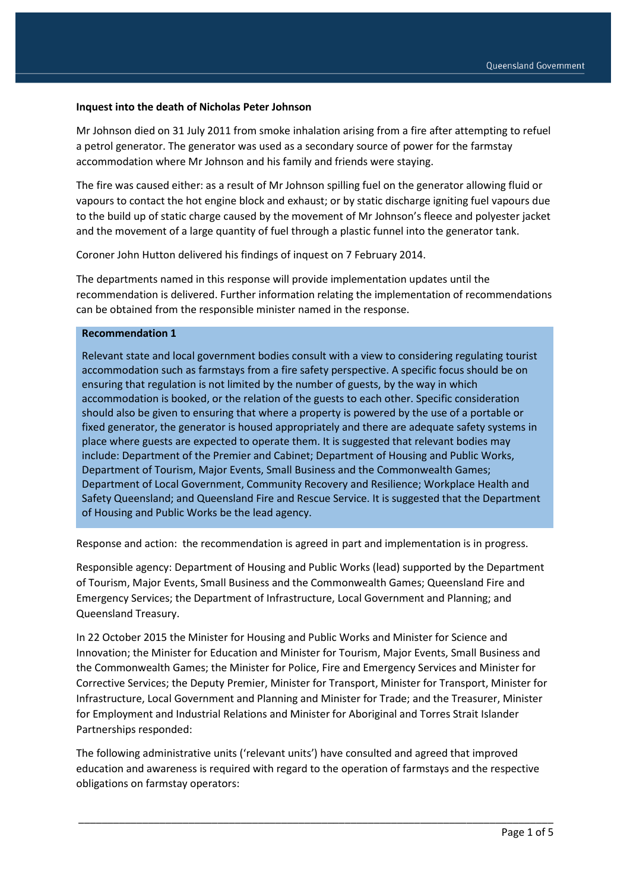**Inquest into the death of Nicholas Peter Johnson**

Mr Johnson died on 31 July 2011 from smoke inhalation arising from a fire after attempting to refuel a petrol generator. The generator was used as a secondary source of power for the farmstay accommodation where Mr Johnson and his family and friends were staying.

The fire was caused either: as a result of Mr Johnson spilling fuel on the generator allowing fluid or vapours to contact the hot engine block and exhaust; or by static discharge igniting fuel vapours due to the build up of static charge caused by the movement of Mr Johnson's fleece and polyester jacket and the movement of a large quantity of fuel through a plastic funnel into the generator tank.

Coroner John Hutton delivered his findings of inquest on 7 February 2014.

The departments named in this response will provide implementation updates until the recommendation is delivered. Further information relating the implementation of recommendations can be obtained from the responsible minister named in the response.

**Recommendation 1**

Relevant state and local government bodies consult with a view to considering regulating tourist accommodation such as farmstays from a fire safety perspective. A specific focus should be on ensuring that regulation is not limited by the number of guests, by the way in which accommodation is booked, or the relation of the guests to each other. Specific consideration should also be given to ensuring that where a property is powered by the use of a portable or fixed generator, the generator is housed appropriately and there are adequate safety systems in place where guests are expected to operate them. It is suggested that relevant bodies may include: Department of the Premier and Cabinet; Department of Housing and Public Works, Department of Tourism, Major Events, Small Business and the Commonwealth Games; Department of Local Government, Community Recovery and Resilience; Workplace Health and Safety Queensland; and Queensland Fire and Rescue Service. It is suggested that the Department of Housing and Public Works be the lead agency.

Response and action: the recommendation is agreed in part and implementation is in progress.

Responsible agency: Department of Housing and Public Works (lead) supported by the Department of Tourism, Major Events, Small Business and the Commonwealth Games; Queensland Fire and Emergency Services; the Department of Infrastructure, Local Government and Planning; and Queensland Treasury.

In 22 October 2015 the Minister for Housing and Public Works and Minister for Science and Innovation; the Minister for Education and Minister for Tourism, Major Events, Small Business and the Commonwealth Games; the Minister for Police, Fire and Emergency Services and Minister for Corrective Services; the Deputy Premier, Minister for Transport, Minister for Transport, Minister for Infrastructure, Local Government and Planning and Minister for Trade; and the Treasurer, Minister for Employment and Industrial Relations and Minister for Aboriginal and Torres Strait Islander Partnerships responded:

The following administrative units ('relevant units') have consulted and agreed that improved education and awareness is required with regard to the operation of farmstays and the respective obligations on farmstay operators: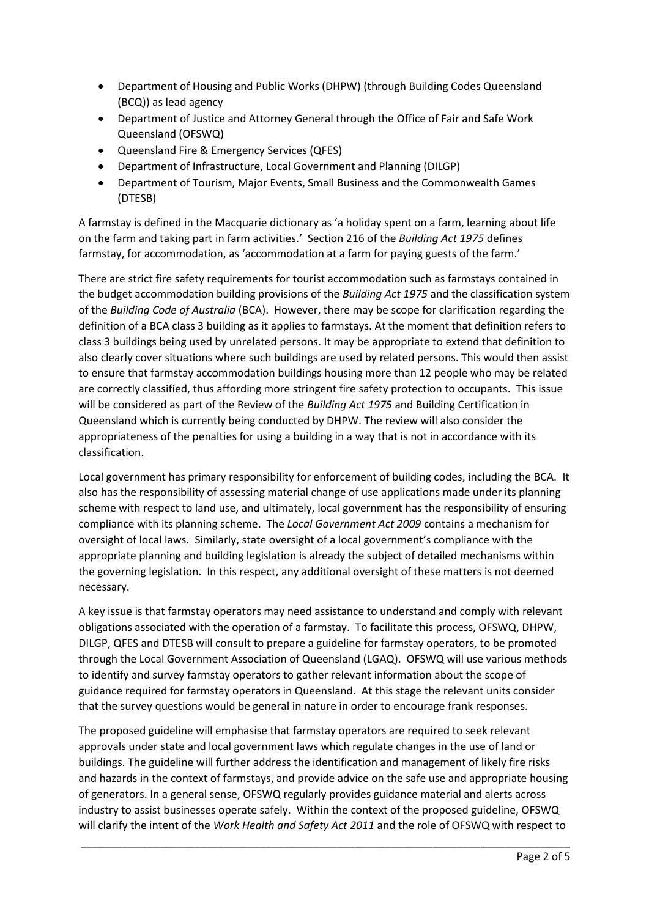- Department of Housing and Public Works (DHPW) (through Building Codes Queensland (BCQ)) as lead agency
- Department of Justice and Attorney General through the Office of Fair and Safe Work Queensland (OFSWQ)
- Queensland Fire & Emergency Services (QFES)
- Department of Infrastructure, Local Government and Planning (DILGP)
- Department of Tourism, Major Events, Small Business and the Commonwealth Games (DTESB)

A farmstay is defined in the Macquarie dictionary as 'a holiday spent on a farm, learning about life on the farm and taking part in farm activities.' Section 216 of the *Building Act 1975* defines farmstay, for accommodation, as 'accommodation at a farm for paying guests of the farm.'

There are strict fire safety requirements for tourist accommodation such as farmstays contained in the budget accommodation building provisions of the *Building Act 1975* and the classification system of the *Building Code of Australia* (BCA). However, there may be scope for clarification regarding the definition of a BCA class 3 building as it applies to farmstays. At the moment that definition refers to class 3 buildings being used by unrelated persons. It may be appropriate to extend that definition to also clearly cover situations where such buildings are used by related persons. This would then assist to ensure that farmstay accommodation buildings housing more than 12 people who may be related are correctly classified, thus affording more stringent fire safety protection to occupants. This issue will be considered as part of the Review of the *Building Act 1975* and Building Certification in Queensland which is currently being conducted by DHPW. The review will also consider the appropriateness of the penalties for using a building in a way that is not in accordance with its classification.

Local government has primary responsibility for enforcement of building codes, including the BCA. It also has the responsibility of assessing material change of use applications made under its planning scheme with respect to land use, and ultimately, local government has the responsibility of ensuring compliance with its planning scheme. The *Local Government Act 2009* contains a mechanism for oversight of local laws. Similarly, state oversight of a local government's compliance with the appropriate planning and building legislation is already the subject of detailed mechanisms within the governing legislation. In this respect, any additional oversight of these matters is not deemed necessary.

A key issue is that farmstay operators may need assistance to understand and comply with relevant obligations associated with the operation of a farmstay. To facilitate this process, OFSWQ, DHPW, DILGP, QFES and DTESB will consult to prepare a guideline for farmstay operators, to be promoted through the Local Government Association of Queensland (LGAQ). OFSWQ will use various methods to identify and survey farmstay operators to gather relevant information about the scope of guidance required for farmstay operators in Queensland. At this stage the relevant units consider that the survey questions would be general in nature in order to encourage frank responses.

The proposed guideline will emphasise that farmstay operators are required to seek relevant approvals under state and local government laws which regulate changes in the use of land or buildings. The guideline will further address the identification and management of likely fire risks and hazards in the context of farmstays, and provide advice on the safe use and appropriate housing of generators. In a general sense, OFSWQ regularly provides guidance material and alerts across industry to assist businesses operate safely. Within the context of the proposed guideline, OFSWQ will clarify the intent of the *Work Health and Safety Act 2011* and the role of OFSWQ with respect to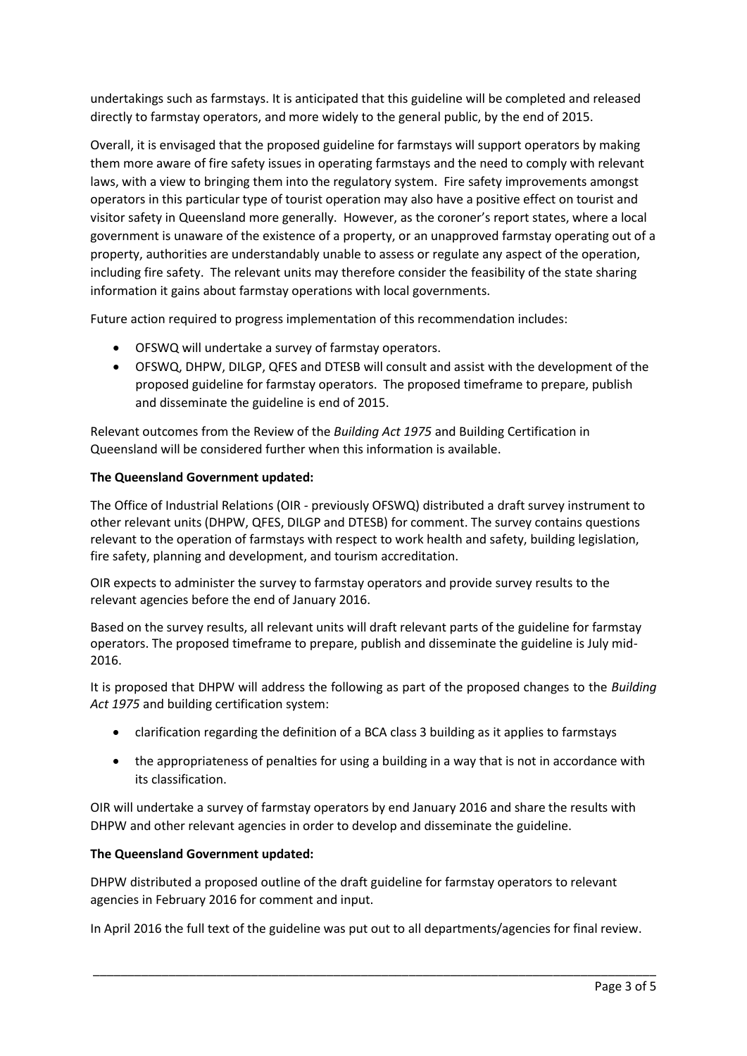undertakings such as farmstays. It is anticipated that this guideline will be completed and released directly to farmstay operators, and more widely to the general public, by the end of 2015.

Overall, it is envisaged that the proposed guideline for farmstays will support operators by making them more aware of fire safety issues in operating farmstays and the need to comply with relevant laws, with a view to bringing them into the regulatory system. Fire safety improvements amongst operators in this particular type of tourist operation may also have a positive effect on tourist and visitor safety in Queensland more generally. However, as the coroner's report states, where a local government is unaware of the existence of a property, or an unapproved farmstay operating out of a property, authorities are understandably unable to assess or regulate any aspect of the operation, including fire safety. The relevant units may therefore consider the feasibility of the state sharing information it gains about farmstay operations with local governments.

Future action required to progress implementation of this recommendation includes:

- OFSWQ will undertake a survey of farmstay operators.
- OFSWQ, DHPW, DILGP, QFES and DTESB will consult and assist with the development of the proposed guideline for farmstay operators. The proposed timeframe to prepare, publish and disseminate the guideline is end of 2015.

Relevant outcomes from the Review of the *Building Act 1975* and Building Certification in Queensland will be considered further when this information is available.

**The Queensland Government updated:**

The Office of Industrial Relations (OIR - previously OFSWQ) distributed a draft survey instrument to other relevant units (DHPW, QFES, DILGP and DTESB) for comment. The survey contains questions relevant to the operation of farmstays with respect to work health and safety, building legislation, fire safety, planning and development, and tourism accreditation.

OIR expects to administer the survey to farmstay operators and provide survey results to the relevant agencies before the end of January 2016.

Based on the survey results, all relevant units will draft relevant parts of the guideline for farmstay operators. The proposed timeframe to prepare, publish and disseminate the guideline is July mid-2016.

It is proposed that DHPW will address the following as part of the proposed changes to the *Building Act 1975* and building certification system:

- clarification regarding the definition of a BCA class 3 building as it applies to farmstays
- the appropriateness of penalties for using a building in a way that is not in accordance with its classification.

OIR will undertake a survey of farmstay operators by end January 2016 and share the results with DHPW and other relevant agencies in order to develop and disseminate the guideline.

**The Queensland Government updated:**

DHPW distributed a proposed outline of the draft guideline for farmstay operators to relevant agencies in February 2016 for comment and input.

In April 2016 the full text of the guideline was put out to all departments/agencies for final review.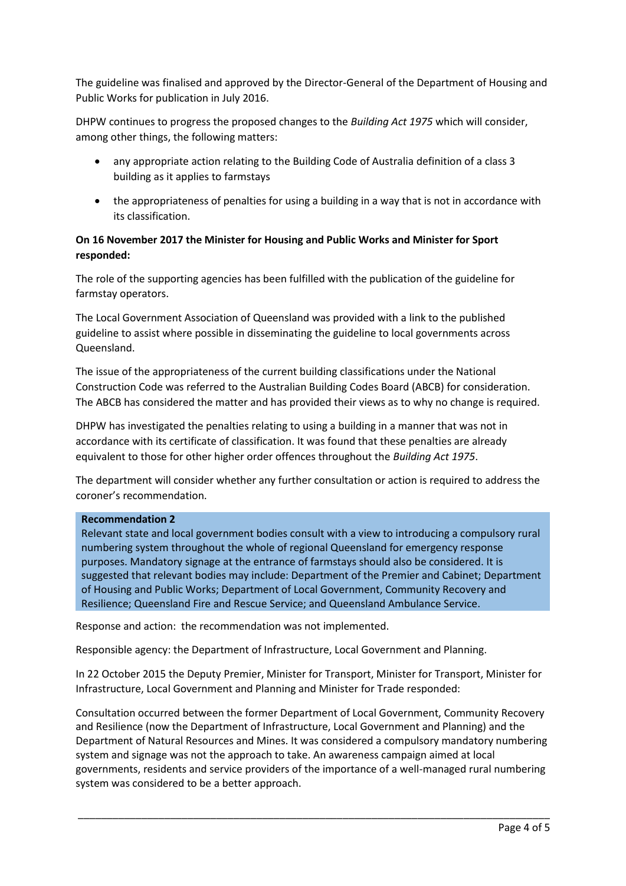The guideline was finalised and approved by the Director-General of the Department of Housing and Public Works for publication in July 2016.

DHPW continues to progress the proposed changes to the *Building Act 1975* which will consider, among other things, the following matters:

- any appropriate action relating to the Building Code of Australia definition of a class 3 building as it applies to farmstays
- the appropriateness of penalties for using a building in a way that is not in accordance with its classification.

**On 16 November 2017 the Minister for Housing and Public Works and Minister for Sport responded:**

The role of the supporting agencies has been fulfilled with the publication of the guideline for farmstay operators.

The Local Government Association of Queensland was provided with a link to the published guideline to assist where possible in disseminating the guideline to local governments across Queensland.

The issue of the appropriateness of the current building classifications under the National Construction Code was referred to the Australian Building Codes Board (ABCB) for consideration. The ABCB has considered the matter and has provided their views as to why no change is required.

DHPW has investigated the penalties relating to using a building in a manner that was not in accordance with its certificate of classification. It was found that these penalties are already equivalent to those for other higher order offences throughout the *Building Act 1975*.

The department will consider whether any further consultation or action is required to address the coroner's recommendation.

**Recommendation 2**

Relevant state and local government bodies consult with a view to introducing a compulsory rural numbering system throughout the whole of regional Queensland for emergency response purposes. Mandatory signage at the entrance of farmstays should also be considered. It is suggested that relevant bodies may include: Department of the Premier and Cabinet; Department of Housing and Public Works; Department of Local Government, Community Recovery and Resilience; Queensland Fire and Rescue Service; and Queensland Ambulance Service.

Response and action: the recommendation was not implemented.

Responsible agency: the Department of Infrastructure, Local Government and Planning.

In 22 October 2015 the Deputy Premier, Minister for Transport, Minister for Transport, Minister for Infrastructure, Local Government and Planning and Minister for Trade responded:

Consultation occurred between the former Department of Local Government, Community Recovery and Resilience (now the Department of Infrastructure, Local Government and Planning) and the Department of Natural Resources and Mines. It was considered a compulsory mandatory numbering system and signage was not the approach to take. An awareness campaign aimed at local governments, residents and service providers of the importance of a well-managed rural numbering system was considered to be a better approach.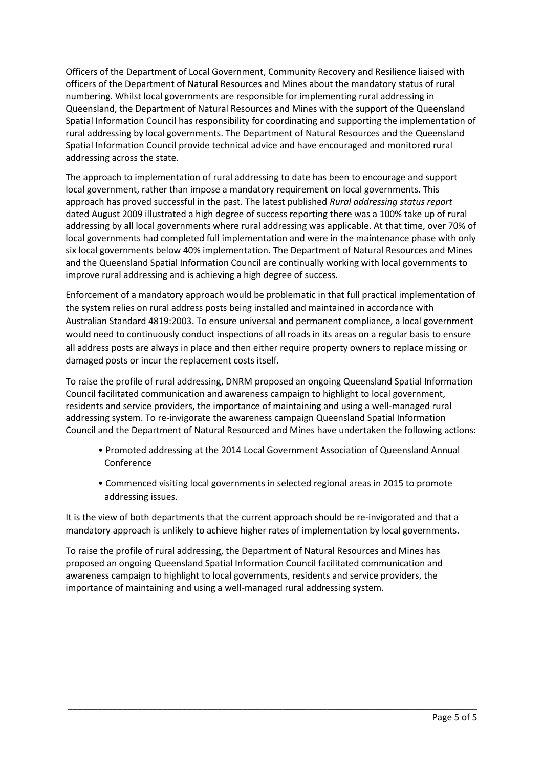Officers of the Department of Local Government, Community Recovery and Resilience liaised with officers of the Department of Natural Resources and Mines about the mandatory status of rural numbering. Whilst local governments are responsible for implementing rural addressing in Queensland, the Department of Natural Resources and Mines with the support of the Queensland Spatial Information Council has responsibility for coordinating and supporting the implementation of rural addressing by local governments. The Department of Natural Resources and the Queensland Spatial Information Council provide technical advice and have encouraged and monitored rural addressing across the state.

The approach to implementation of rural addressing to date has been to encourage and support local government, rather than impose a mandatory requirement on local governments. This approach has proved successful in the past. The latest published *Rural addressing status report* dated August 2009 illustrated a high degree of success reporting there was a 100% take up of rural addressing by all local governments where rural addressing was applicable. At that time, over 70% of local governments had completed full implementation and were in the maintenance phase with only six local governments below 40% implementation. The Department of Natural Resources and Mines and the Queensland Spatial Information Council are continually working with local governments to improve rural addressing and is achieving a high degree of success.

Enforcement of a mandatory approach would be problematic in that full practical implementation of the system relies on rural address posts being installed and maintained in accordance with Australian Standard 4819:2003. To ensure universal and permanent compliance, a local government would need to continuously conduct inspections of all roads in its areas on a regular basis to ensure all address posts are always in place and then either require property owners to replace missing or damaged posts or incur the replacement costs itself.

To raise the profile of rural addressing, DNRM proposed an ongoing Queensland Spatial Information Council facilitated communication and awareness campaign to highlight to local government, residents and service providers, the importance of maintaining and using a well-managed rural addressing system. To re-invigorate the awareness campaign Queensland Spatial Information Council and the Department of Natural Resourced and Mines have undertaken the following actions:

- Promoted addressing at the 2014 Local Government Association of Queensland Annual Conference
- Commenced visiting local governments in selected regional areas in 2015 to promote addressing issues.

It is the view of both departments that the current approach should be re-invigorated and that a mandatory approach is unlikely to achieve higher rates of implementation by local governments.

To raise the profile of rural addressing, the Department of Natural Resources and Mines has proposed an ongoing Queensland Spatial Information Council facilitated communication and awareness campaign to highlight to local governments, residents and service providers, the importance of maintaining and using a well-managed rural addressing system.